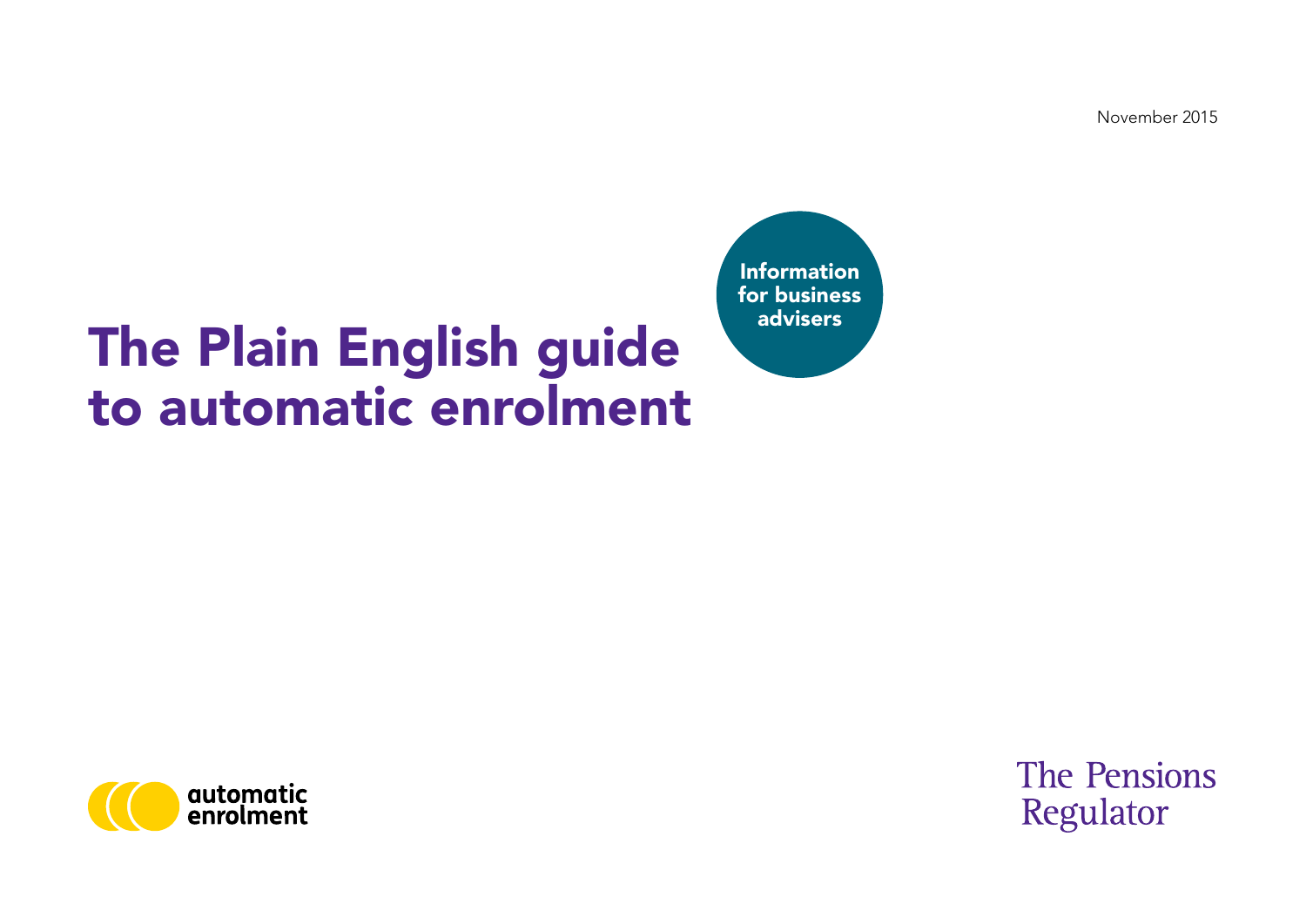November 2015

Information for business advisers

# The Plain English guide to automatic enrolment

automatic enrolment

The Pensions Regulator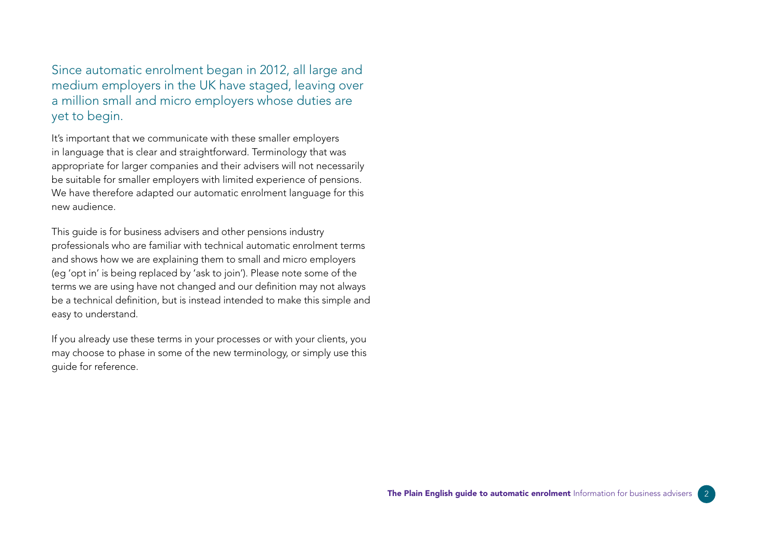Since automatic enrolment began in 2012, all large and medium employers in the UK have staged, leaving over a million small and micro employers whose duties are yet to begin.

It's important that we communicate with these smaller employers in language that is clear and straightforward. Terminology that was appropriate for larger companies and their advisers will not necessarily be suitable for smaller employers with limited experience of pensions. We have therefore adapted our automatic enrolment language for this new audience.

This guide is for business advisers and other pensions industry professionals who are familiar with technical automatic enrolment terms and shows how we are explaining them to small and micro employers (eg 'opt in' is being replaced by 'ask to join'). Please note some of the terms we are using have not changed and our definition may not always be a technical definition, but is instead intended to make this simple and easy to understand.

If you already use these terms in your processes or with your clients, you may choose to phase in some of the new terminology, or simply use this guide for reference.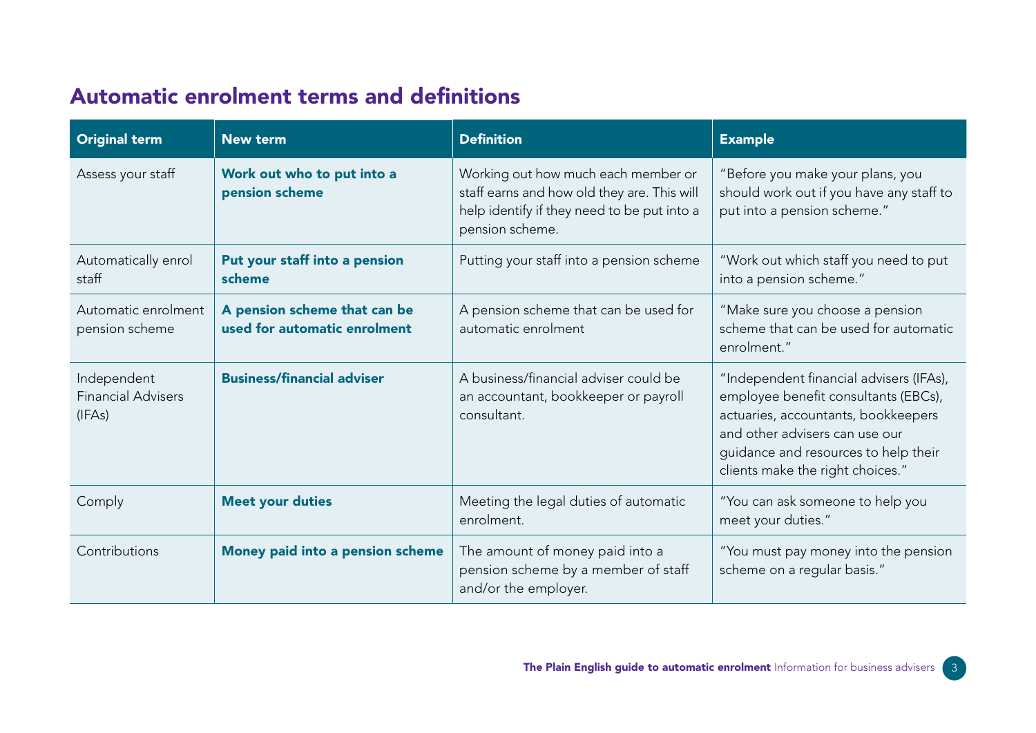## Automatic enrolment terms and definitions

| Original term | New term | Definition | Example |
| --- | --- | --- | --- |
| Assess your staff | **Work out who to put into a pension scheme** | Working out how much each member or staff earns and how old they are. This will help identify if they need to be put into a pension scheme. | "Before you make your plans, you should work out if you have any staff to put into a pension scheme." |
| Automatically enrol staff | **Put your staff into a pension scheme** | Putting your staff into a pension scheme | "Work out which staff you need to put into a pension scheme." |
| Automatic enrolment pension scheme | **A pension scheme that can be used for automatic enrolment** | A pension scheme that can be used for automatic enrolment | "Make sure you choose a pension scheme that can be used for automatic enrolment." |
| Independent Financial Advisers (IFAs) | **Business/financial adviser** | A business/financial adviser could be an accountant, bookkeeper or payroll consultant. | "Independent financial advisers (IFAs), employee benefit consultants (EBCs), actuaries, accountants, bookkeepers and other advisers can use our guidance and resources to help their clients make the right choices." |
| Comply | **Meet your duties** | Meeting the legal duties of automatic enrolment. | "You can ask someone to help you meet your duties." |
| Contributions | **Money paid into a pension scheme** | The amount of money paid into a pension scheme by a member of staff and/or the employer. | "You must pay money into the pension scheme on a regular basis." |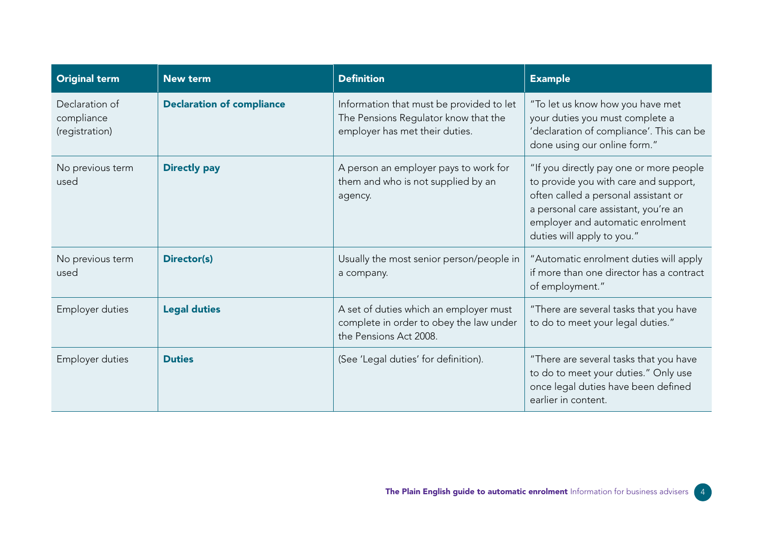| Original term | New term | Definition | Example |
|---|---|---|---|
| Declaration of compliance (registration) | **Declaration of compliance** | Information that must be provided to let The Pensions Regulator know that the employer has met their duties. | "To let us know how you have met your duties you must complete a 'declaration of compliance'. This can be done using our online form." |
| No previous term used | **Directly pay** | A person an employer pays to work for them and who is not supplied by an agency. | "If you directly pay one or more people to provide you with care and support, often called a personal assistant or a personal care assistant, you're an employer and automatic enrolment duties will apply to you." |
| No previous term used | **Director(s)** | Usually the most senior person/people in a company. | "Automatic enrolment duties will apply if more than one director has a contract of employment." |
| Employer duties | **Legal duties** | A set of duties which an employer must complete in order to obey the law under the Pensions Act 2008. | "There are several tasks that you have to do to meet your legal duties." |
| Employer duties | **Duties** | (See 'Legal duties' for definition). | "There are several tasks that you have to do to meet your duties." Only use once legal duties have been defined earlier in content. |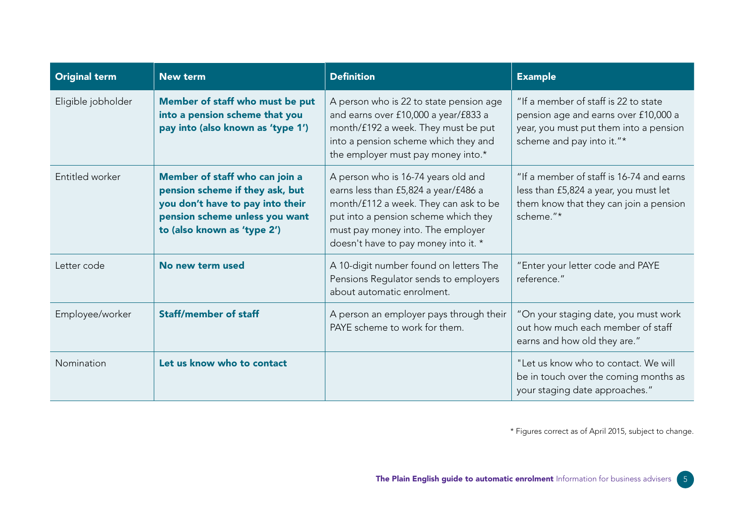| Original term | New term | Definition | Example |
|---|---|---|---|
| Eligible jobholder | **Member of staff who must be put into a pension scheme that you pay into (also known as 'type 1')** | A person who is 22 to state pension age and earns over £10,000 a year/£833 a month/£192 a week. They must be put into a pension scheme which they and the employer must pay money into.* | "If a member of staff is 22 to state pension age and earns over £10,000 a year, you must put them into a pension scheme and pay into it."* |
| Entitled worker | **Member of staff who can join a pension scheme if they ask, but you don't have to pay into their pension scheme unless you want to (also known as 'type 2')** | A person who is 16-74 years old and earns less than £5,824 a year/£486 a month/£112 a week. They can ask to be put into a pension scheme which they must pay money into. The employer doesn't have to pay money into it. * | "If a member of staff is 16-74 and earns less than £5,824 a year, you must let them know that they can join a pension scheme."* |
| Letter code | **No new term used** | A 10-digit number found on letters The Pensions Regulator sends to employers about automatic enrolment. | "Enter your letter code and PAYE reference." |
| Employee/worker | **Staff/member of staff** | A person an employer pays through their PAYE scheme to work for them. | "On your staging date, you must work out how much each member of staff earns and how old they are." |
| Nomination | **Let us know who to contact** | | "Let us know who to contact. We will be in touch over the coming months as your staging date approaches." |

* Figures correct as of April 2015, subject to change.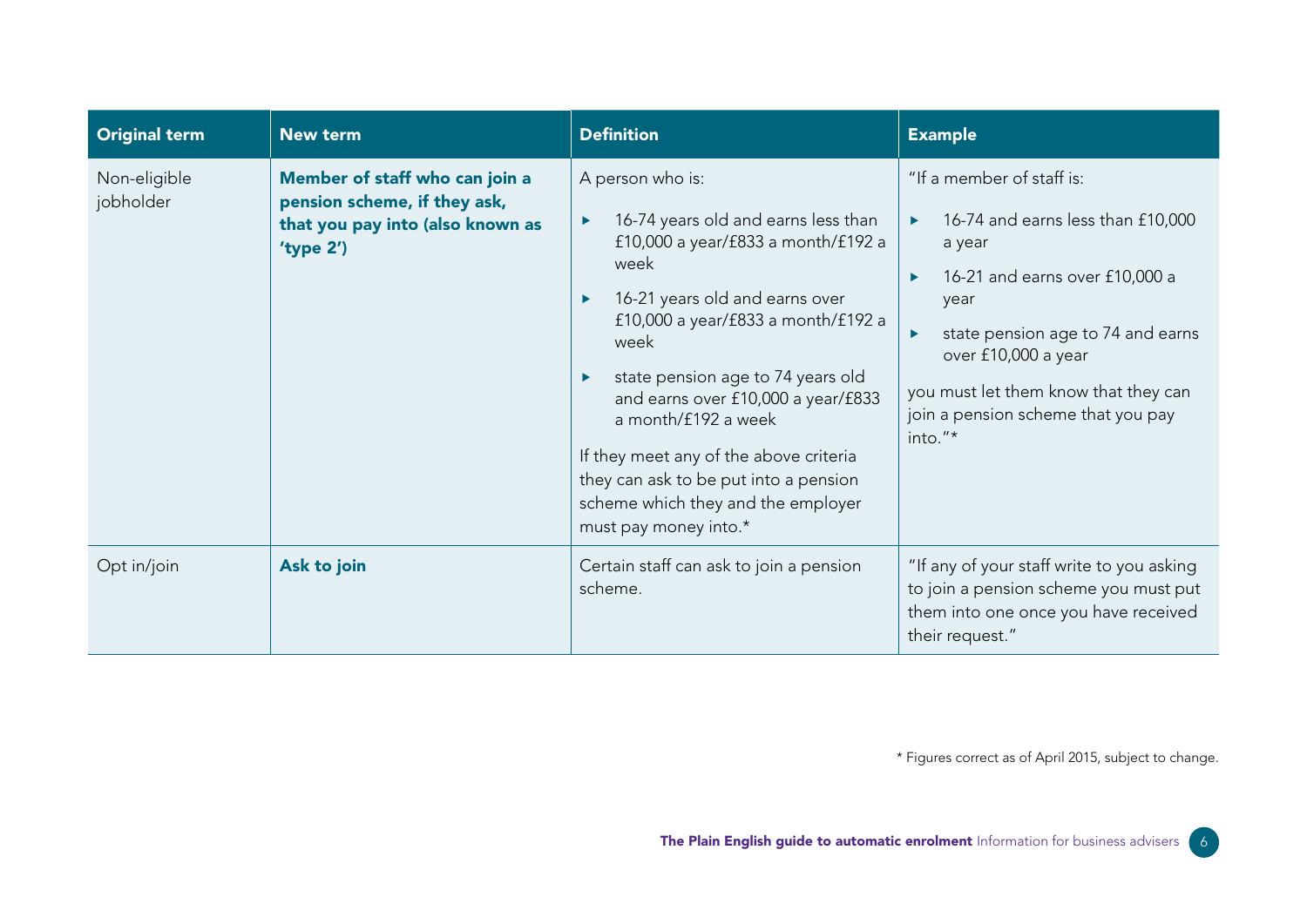| Original term | New term | Definition | Example |
|---|---|---|---|
| Non-eligible jobholder | **Member of staff who can join a pension scheme, if they ask, that you pay into (also known as 'type 2')** | A person who is:<br>▸ 16-74 years old and earns less than £10,000 a year/£833 a month/£192 a week<br>▸ 16-21 years old and earns over £10,000 a year/£833 a month/£192 a week<br>▸ state pension age to 74 years old and earns over £10,000 a year/£833 a month/£192 a week<br>If they meet any of the above criteria they can ask to be put into a pension scheme which they and the employer must pay money into.* | "If a member of staff is:<br>▸ 16-74 and earns less than £10,000 a year<br>▸ 16-21 and earns over £10,000 a year<br>▸ state pension age to 74 and earns over £10,000 a year<br>you must let them know that they can join a pension scheme that you pay into."* |
| Opt in/join | **Ask to join** | Certain staff can ask to join a pension scheme. | "If any of your staff write to you asking to join a pension scheme you must put them into one once you have received their request." |

* Figures correct as of April 2015, subject to change.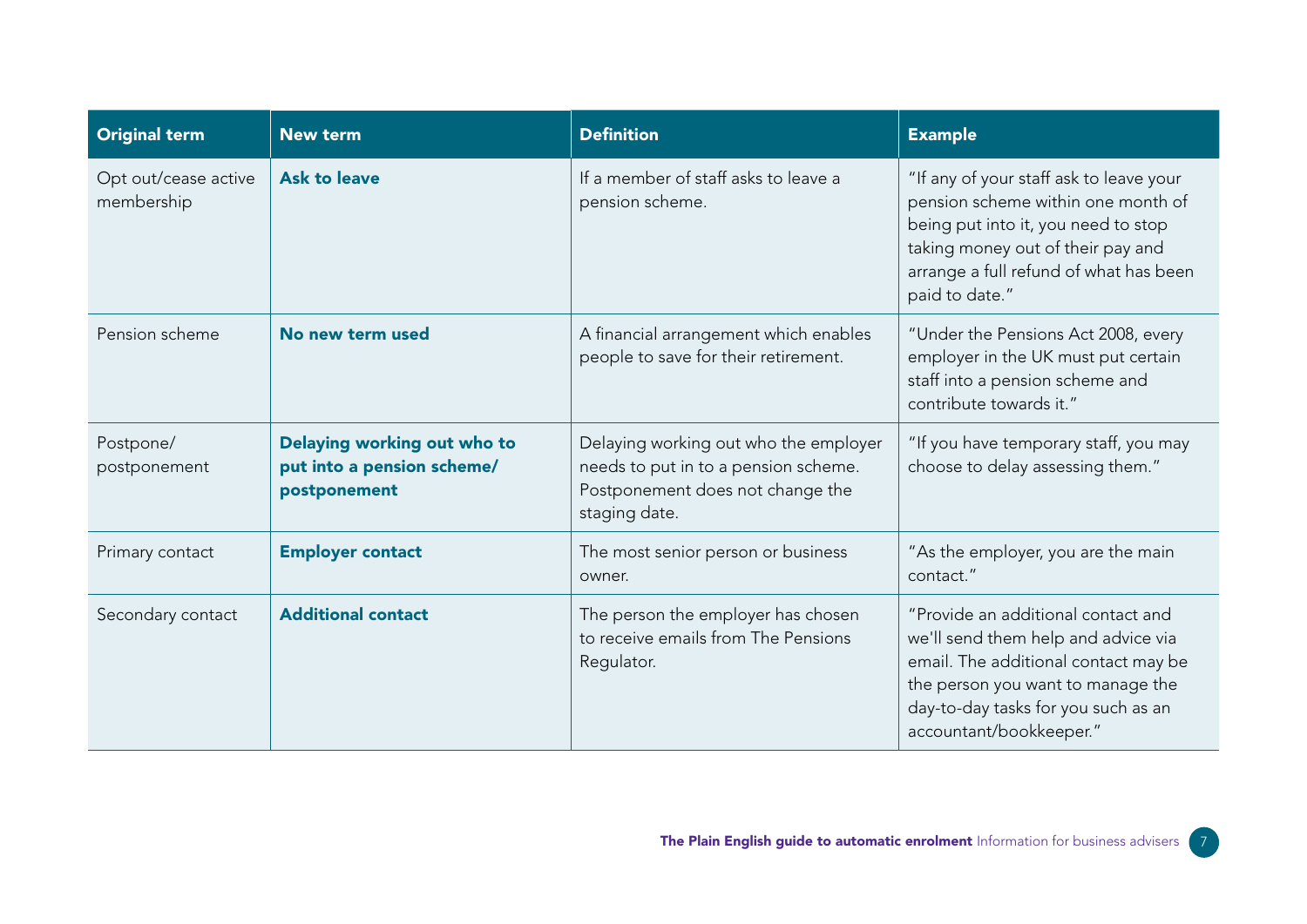| Original term | New term | Definition | Example |
|---|---|---|---|
| Opt out/cease active membership | **Ask to leave** | If a member of staff asks to leave a pension scheme. | "If any of your staff ask to leave your pension scheme within one month of being put into it, you need to stop taking money out of their pay and arrange a full refund of what has been paid to date." |
| Pension scheme | **No new term used** | A financial arrangement which enables people to save for their retirement. | "Under the Pensions Act 2008, every employer in the UK must put certain staff into a pension scheme and contribute towards it." |
| Postpone/ postponement | **Delaying working out who to put into a pension scheme/ postponement** | Delaying working out who the employer needs to put in to a pension scheme. Postponement does not change the staging date. | "If you have temporary staff, you may choose to delay assessing them." |
| Primary contact | **Employer contact** | The most senior person or business owner. | "As the employer, you are the main contact." |
| Secondary contact | **Additional contact** | The person the employer has chosen to receive emails from The Pensions Regulator. | "Provide an additional contact and we'll send them help and advice via email. The additional contact may be the person you want to manage the day-to-day tasks for you such as an accountant/bookkeeper." |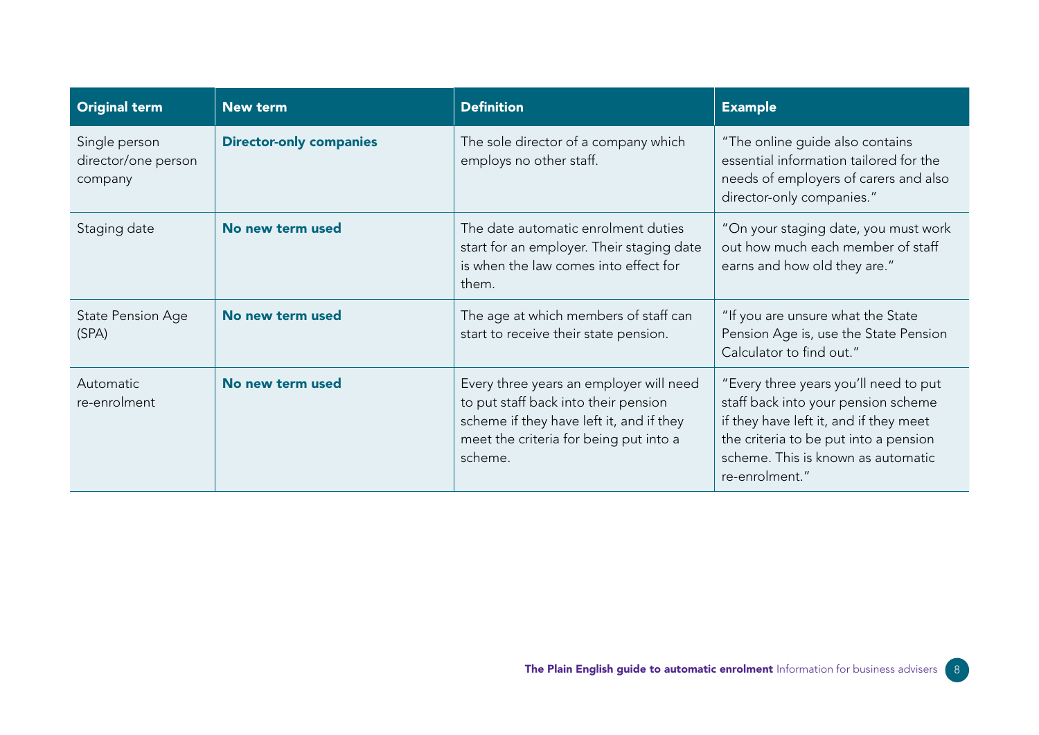| Original term | New term | Definition | Example |
|---|---|---|---|
| Single person director/one person company | **Director-only companies** | The sole director of a company which employs no other staff. | "The online guide also contains essential information tailored for the needs of employers of carers and also director-only companies." |
| Staging date | **No new term used** | The date automatic enrolment duties start for an employer. Their staging date is when the law comes into effect for them. | "On your staging date, you must work out how much each member of staff earns and how old they are." |
| State Pension Age (SPA) | **No new term used** | The age at which members of staff can start to receive their state pension. | "If you are unsure what the State Pension Age is, use the State Pension Calculator to find out." |
| Automatic re-enrolment | **No new term used** | Every three years an employer will need to put staff back into their pension scheme if they have left it, and if they meet the criteria for being put into a scheme. | "Every three years you'll need to put staff back into your pension scheme if they have left it, and if they meet the criteria to be put into a pension scheme. This is known as automatic re-enrolment." |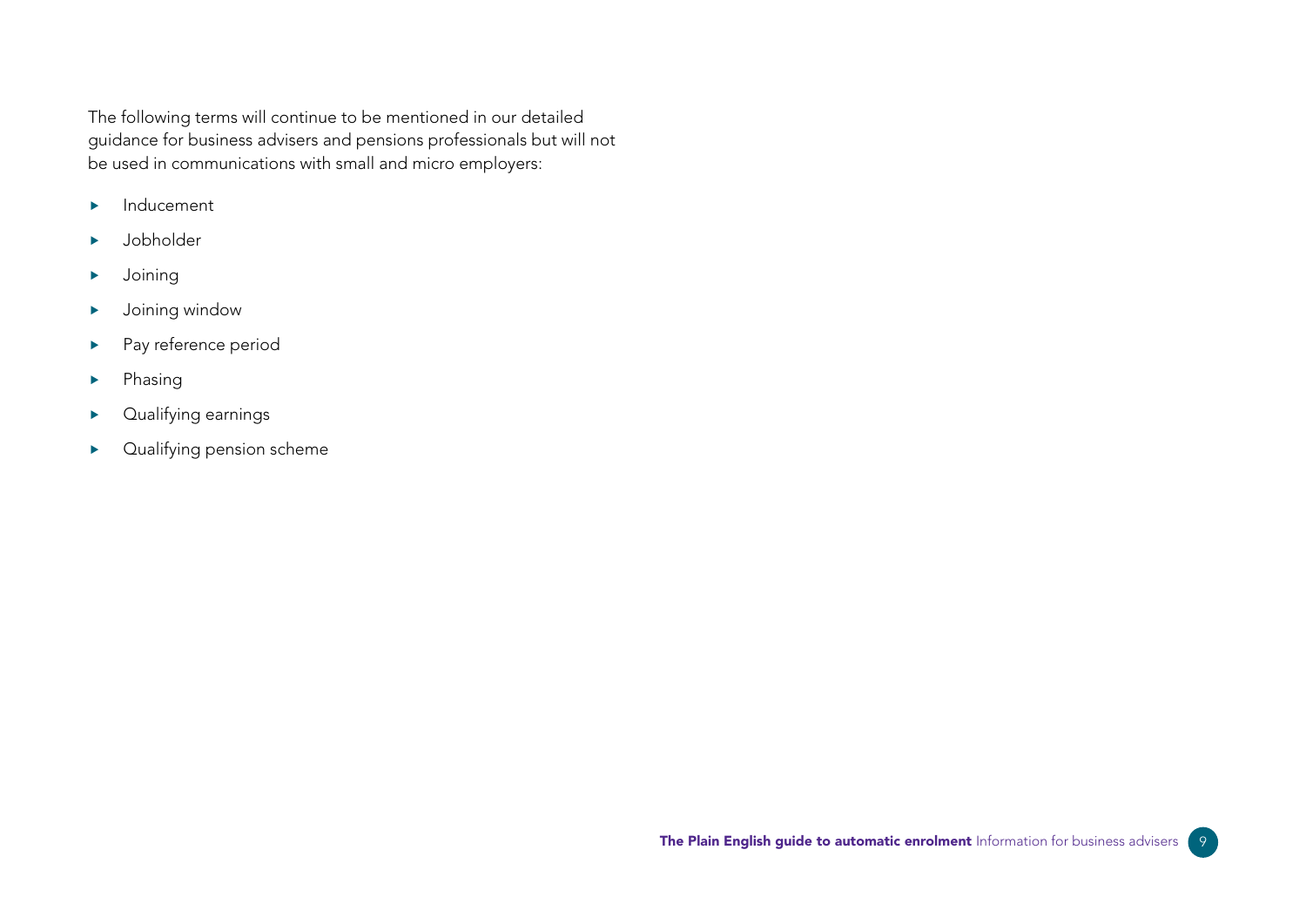The following terms will continue to be mentioned in our detailed guidance for business advisers and pensions professionals but will not be used in communications with small and micro employers:

- Inducement
- Jobholder
- Joining
- Joining window
- Pay reference period
- Phasing
- Qualifying earnings
- Qualifying pension scheme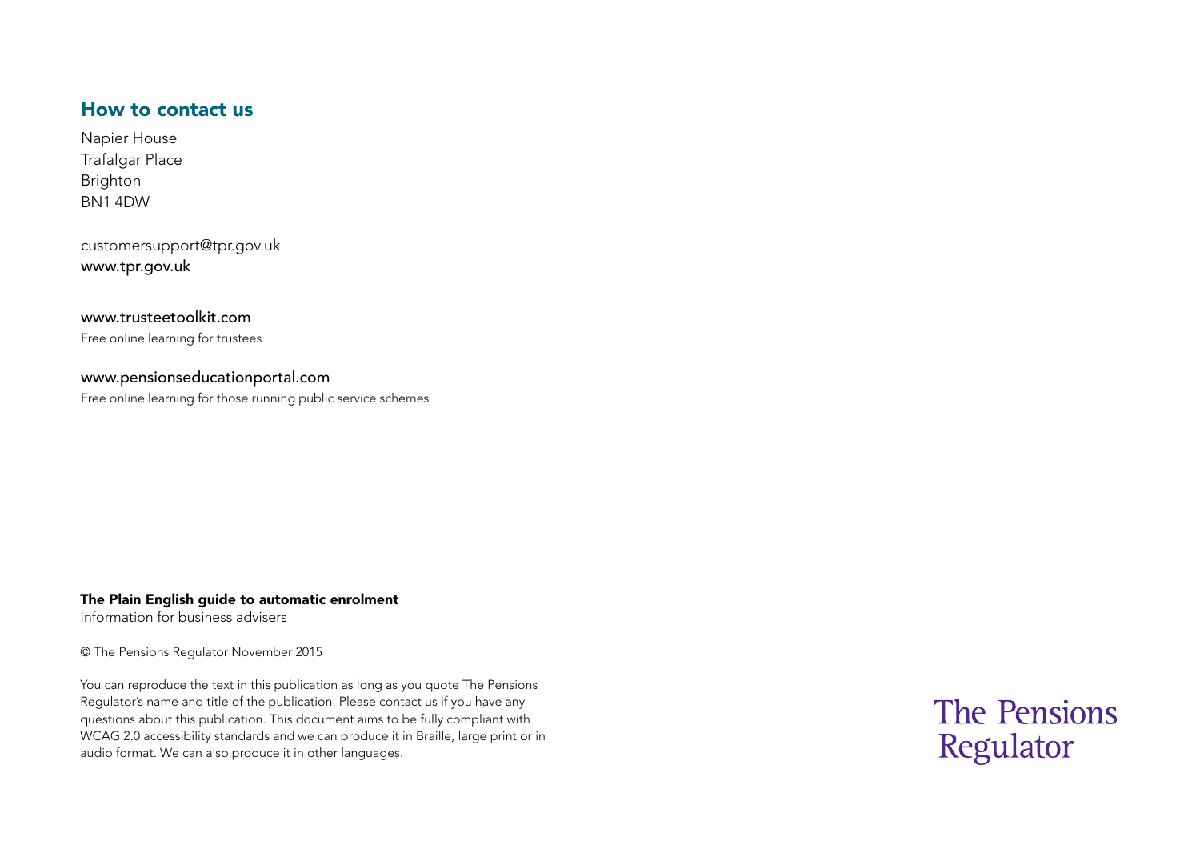## How to contact us

Napier House
Trafalgar Place
Brighton
BN1 4DW

customersupport@tpr.gov.uk
www.tpr.gov.uk

www.trusteetoolkit.com
Free online learning for trustees

www.pensionseducationportal.com
Free online learning for those running public service schemes

**The Plain English guide to automatic enrolment**
Information for business advisers

© The Pensions Regulator November 2015

You can reproduce the text in this publication as long as you quote The Pensions Regulator's name and title of the publication. Please contact us if you have any questions about this publication. This document aims to be fully compliant with WCAG 2.0 accessibility standards and we can produce it in Braille, large print or in audio format. We can also produce it in other languages.

The Pensions Regulator